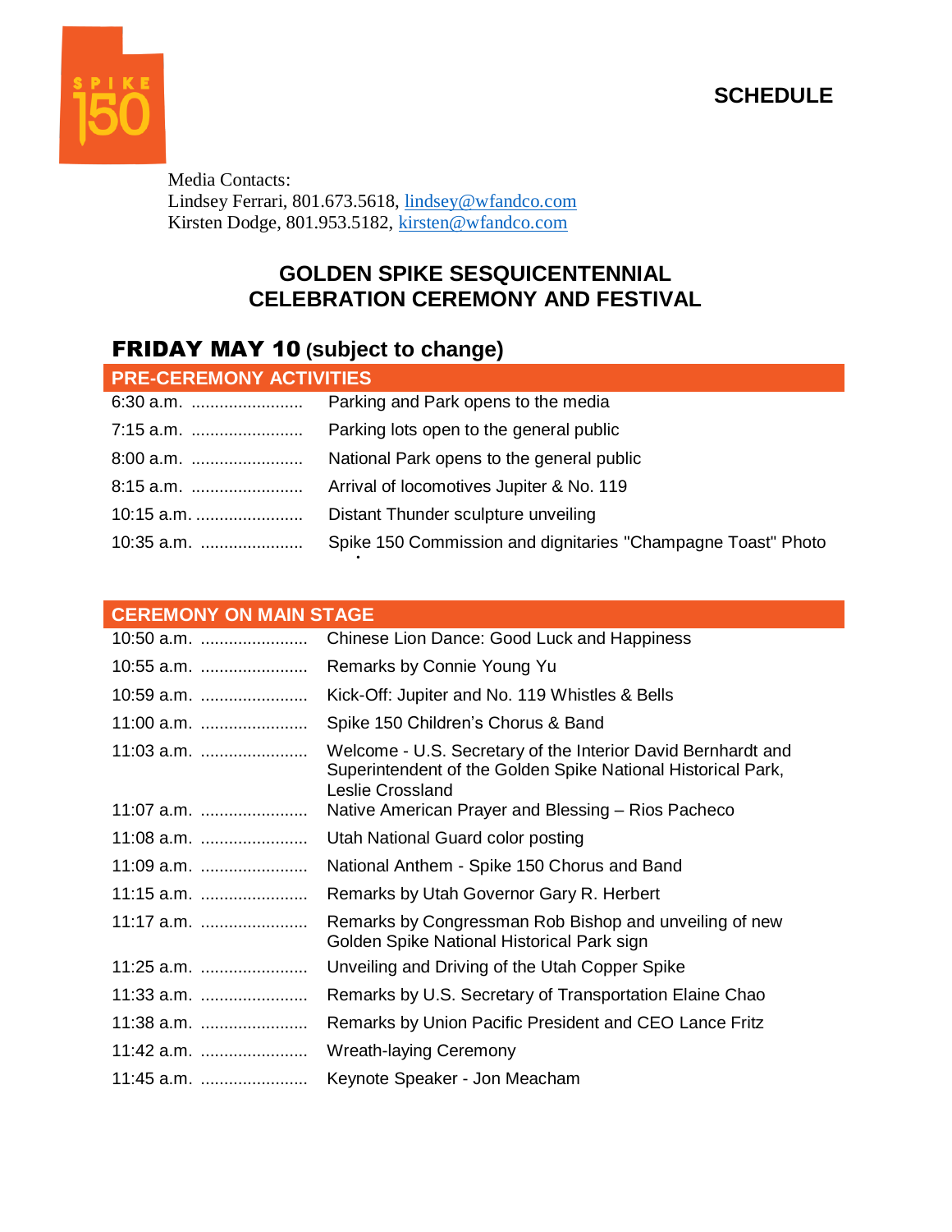SPIKE 150

## SCHEDULE

Media Contacts:
Lindsey Ferrari, 801.673.5618, lindsey@wfandco.com
Kirsten Dodge, 801.953.5182, kirsten@wfandco.com

# GOLDEN SPIKE SESQUICENTENNIAL CELEBRATION CEREMONY AND FESTIVAL

## FRIDAY MAY 10 (subject to change)

### PRE-CEREMONY ACTIVITIES

| Time | Activity |
|---|---|
| 6:30 a.m. | Parking and Park opens to the media |
| 7:15 a.m. | Parking lots open to the general public |
| 8:00 a.m. | National Park opens to the general public |
| 8:15 a.m. | Arrival of locomotives Jupiter & No. 119 |
| 10:15 a.m. | Distant Thunder sculpture unveiling |
| 10:35 a.m. | Spike 150 Commission and dignitaries "Champagne Toast" Photo |

### CEREMONY ON MAIN STAGE

| Time | Activity |
|---|---|
| 10:50 a.m. | Chinese Lion Dance: Good Luck and Happiness |
| 10:55 a.m. | Remarks by Connie Young Yu |
| 10:59 a.m. | Kick-Off: Jupiter and No. 119 Whistles & Bells |
| 11:00 a.m. | Spike 150 Children's Chorus & Band |
| 11:03 a.m. | Welcome - U.S. Secretary of the Interior David Bernhardt and Superintendent of the Golden Spike National Historical Park, Leslie Crossland |
| 11:07 a.m. | Native American Prayer and Blessing – Rios Pacheco |
| 11:08 a.m. | Utah National Guard color posting |
| 11:09 a.m. | National Anthem - Spike 150 Chorus and Band |
| 11:15 a.m. | Remarks by Utah Governor Gary R. Herbert |
| 11:17 a.m. | Remarks by Congressman Rob Bishop and unveiling of new Golden Spike National Historical Park sign |
| 11:25 a.m. | Unveiling and Driving of the Utah Copper Spike |
| 11:33 a.m. | Remarks by U.S. Secretary of Transportation Elaine Chao |
| 11:38 a.m. | Remarks by Union Pacific President and CEO Lance Fritz |
| 11:42 a.m. | Wreath-laying Ceremony |
| 11:45 a.m. | Keynote Speaker - Jon Meacham |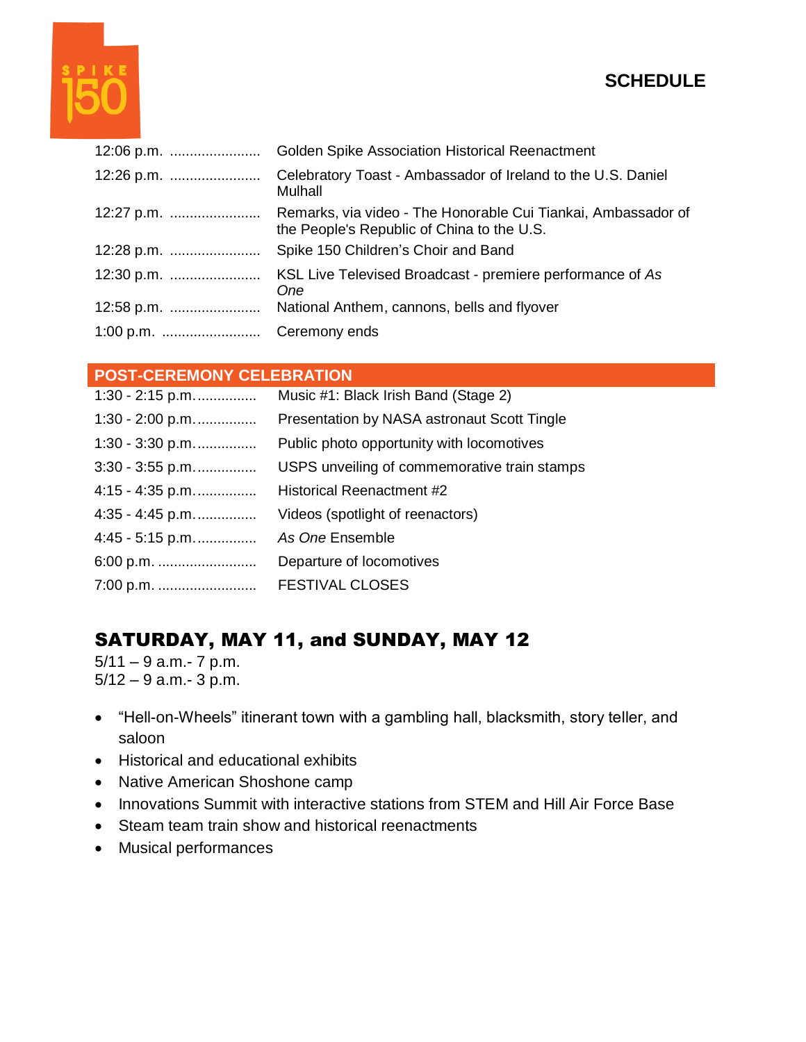## SCHEDULE

| | |
|---|---|
| 12:06 p.m. | Golden Spike Association Historical Reenactment |
| 12:26 p.m. | Celebratory Toast - Ambassador of Ireland to the U.S. Daniel Mulhall |
| 12:27 p.m. | Remarks, via video - The Honorable Cui Tiankai, Ambassador of the People's Republic of China to the U.S. |
| 12:28 p.m. | Spike 150 Children's Choir and Band |
| 12:30 p.m. | KSL Live Televised Broadcast - premiere performance of *As One* |
| 12:58 p.m. | National Anthem, cannons, bells and flyover |
| 1:00 p.m. | Ceremony ends |

## POST-CEREMONY CELEBRATION

| | |
|---|---|
| 1:30 - 2:15 p.m. | Music #1: Black Irish Band (Stage 2) |
| 1:30 - 2:00 p.m. | Presentation by NASA astronaut Scott Tingle |
| 1:30 - 3:30 p.m. | Public photo opportunity with locomotives |
| 3:30 - 3:55 p.m. | USPS unveiling of commemorative train stamps |
| 4:15 - 4:35 p.m. | Historical Reenactment #2 |
| 4:35 - 4:45 p.m. | Videos (spotlight of reenactors) |
| 4:45 - 5:15 p.m. | *As One* Ensemble |
| 6:00 p.m. | Departure of locomotives |
| 7:00 p.m. | FESTIVAL CLOSES |

## SATURDAY, MAY 11, and SUNDAY, MAY 12

5/11 – 9 a.m.- 7 p.m.
5/12 – 9 a.m.- 3 p.m.

- "Hell-on-Wheels" itinerant town with a gambling hall, blacksmith, story teller, and saloon
- Historical and educational exhibits
- Native American Shoshone camp
- Innovations Summit with interactive stations from STEM and Hill Air Force Base
- Steam team train show and historical reenactments
- Musical performances